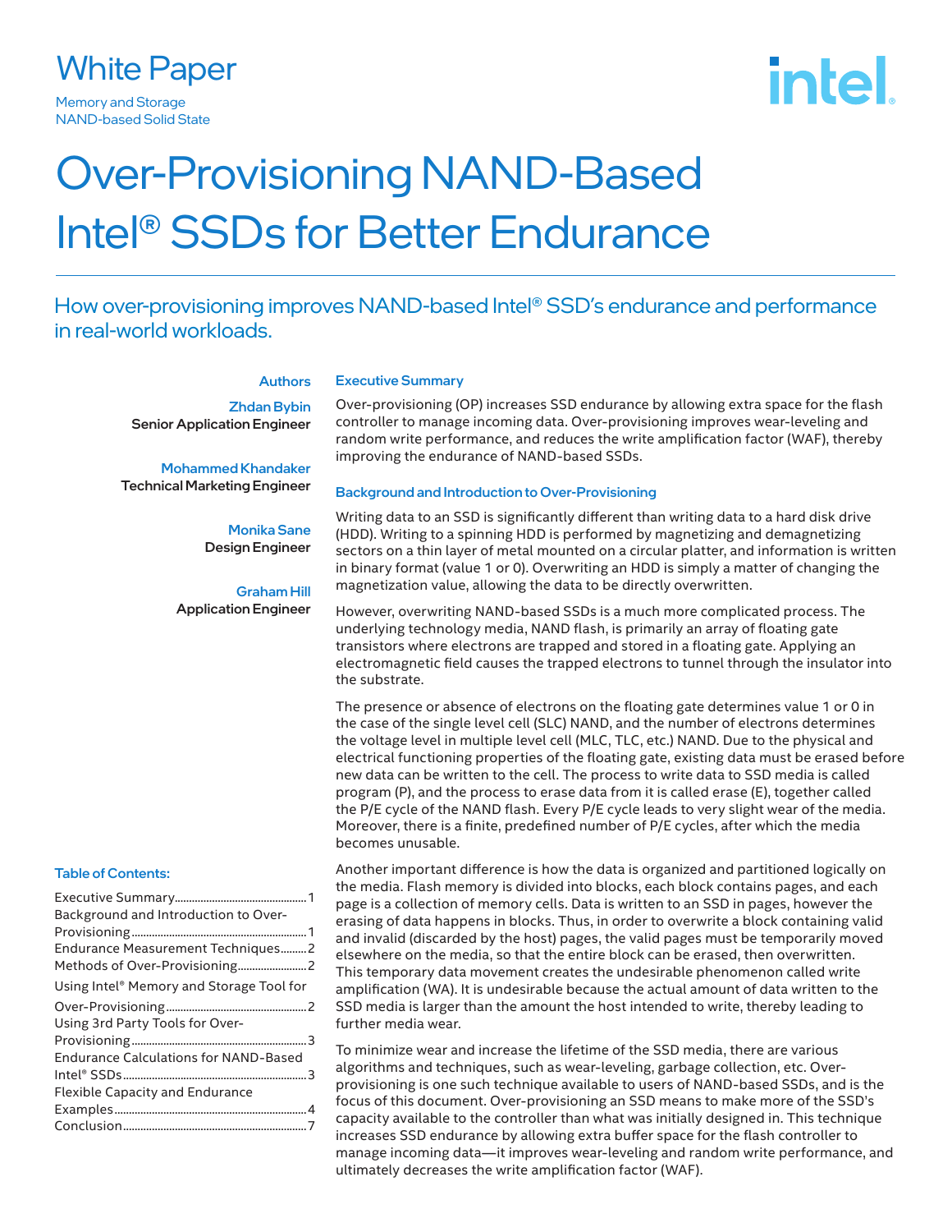White Paper

Memory and Storage
NAND-based Solid State

# Over-Provisioning NAND-Based Intel® SSDs for Better Endurance

## How over-provisioning improves NAND-based Intel® SSD's endurance and performance in real-world workloads.

**Authors**

**Zhdan Bybin**
Senior Application Engineer

**Mohammed Khandaker**
Technical Marketing Engineer

**Monika Sane**
Design Engineer

**Graham Hill**
Application Engineer

**Table of Contents:**

- Executive Summary .... 1
- Background and Introduction to Over-Provisioning .... 1
- Endurance Measurement Techniques .... 2
- Methods of Over-Provisioning .... 2
- Using Intel® Memory and Storage Tool for Over-Provisioning .... 2
- Using 3rd Party Tools for Over-Provisioning .... 3
- Endurance Calculations for NAND-Based Intel® SSDs .... 3
- Flexible Capacity and Endurance Examples .... 4
- Conclusion .... 7

### Executive Summary

Over-provisioning (OP) increases SSD endurance by allowing extra space for the flash controller to manage incoming data. Over-provisioning improves wear-leveling and random write performance, and reduces the write amplification factor (WAF), thereby improving the endurance of NAND-based SSDs.

### Background and Introduction to Over-Provisioning

Writing data to an SSD is significantly different than writing data to a hard disk drive (HDD). Writing to a spinning HDD is performed by magnetizing and demagnetizing sectors on a thin layer of metal mounted on a circular platter, and information is written in binary format (value 1 or 0). Overwriting an HDD is simply a matter of changing the magnetization value, allowing the data to be directly overwritten.

However, overwriting NAND-based SSDs is a much more complicated process. The underlying technology media, NAND flash, is primarily an array of floating gate transistors where electrons are trapped and stored in a floating gate. Applying an electromagnetic field causes the trapped electrons to tunnel through the insulator into the substrate.

The presence or absence of electrons on the floating gate determines value 1 or 0 in the case of the single level cell (SLC) NAND, and the number of electrons determines the voltage level in multiple level cell (MLC, TLC, etc.) NAND. Due to the physical and electrical functioning properties of the floating gate, existing data must be erased before new data can be written to the cell. The process to write data to SSD media is called program (P), and the process to erase data from it is called erase (E), together called the P/E cycle of the NAND flash. Every P/E cycle leads to very slight wear of the media. Moreover, there is a finite, predefined number of P/E cycles, after which the media becomes unusable.

Another important difference is how the data is organized and partitioned logically on the media. Flash memory is divided into blocks, each block contains pages, and each page is a collection of memory cells. Data is written to an SSD in pages, however the erasing of data happens in blocks. Thus, in order to overwrite a block containing valid and invalid (discarded by the host) pages, the valid pages must be temporarily moved elsewhere on the media, so that the entire block can be erased, then overwritten. This temporary data movement creates the undesirable phenomenon called write amplification (WA). It is undesirable because the actual amount of data written to the SSD media is larger than the amount the host intended to write, thereby leading to further media wear.

To minimize wear and increase the lifetime of the SSD media, there are various algorithms and techniques, such as wear-leveling, garbage collection, etc. Over-provisioning is one such technique available to users of NAND-based SSDs, and is the focus of this document. Over-provisioning an SSD means to make more of the SSD's capacity available to the controller than what was initially designed in. This technique increases SSD endurance by allowing extra buffer space for the flash controller to manage incoming data—it improves wear-leveling and random write performance, and ultimately decreases the write amplification factor (WAF).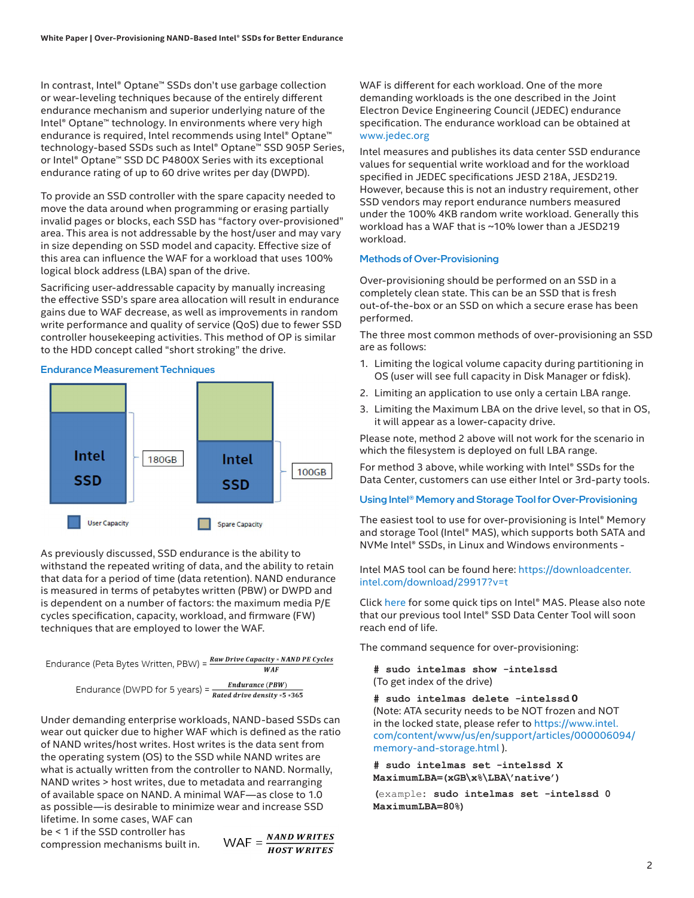In contrast, Intel® Optane™ SSDs don't use garbage collection or wear-leveling techniques because of the entirely different endurance mechanism and superior underlying nature of the Intel® Optane™ technology. In environments where very high endurance is required, Intel recommends using Intel® Optane™ technology-based SSDs such as Intel® Optane™ SSD 905P Series, or Intel® Optane™ SSD DC P4800X Series with its exceptional endurance rating of up to 60 drive writes per day (DWPD).

To provide an SSD controller with the spare capacity needed to move the data around when programming or erasing partially invalid pages or blocks, each SSD has "factory over-provisioned" area. This area is not addressable by the host/user and may vary in size depending on SSD model and capacity. Effective size of this area can influence the WAF for a workload that uses 100% logical block address (LBA) span of the drive.

Sacrificing user-addressable capacity by manually increasing the effective SSD's spare area allocation will result in endurance gains due to WAF decrease, as well as improvements in random write performance and quality of service (QoS) due to fewer SSD controller housekeeping activities. This method of OP is similar to the HDD concept called "short stroking" the drive.

## Endurance Measurement Techniques

Intel SSD — 180GB | Intel SSD — 100GB

User Capacity | Spare Capacity

As previously discussed, SSD endurance is the ability to withstand the repeated writing of data, and the ability to retain that data for a period of time (data retention). NAND endurance is measured in terms of petabytes written (PBW) or DWPD and is dependent on a number of factors: the maximum media P/E cycles specification, capacity, workload, and firmware (FW) techniques that are employed to lower the WAF.

$$\text{Endurance (Peta Bytes Written, PBW)} = \frac{\textit{Raw Drive Capacity} * \textit{NAND PE Cycles}}{\textit{WAF}}$$

$$\text{Endurance (DWPD for 5 years)} = \frac{\textit{Endurance (PBW)}}{\textit{Rated drive density} * 5 * 365}$$

Under demanding enterprise workloads, NAND-based SSDs can wear out quicker due to higher WAF which is defined as the ratio of NAND writes/host writes. Host writes is the data sent from the operating system (OS) to the SSD while NAND writes are what is actually written from the controller to NAND. Normally, NAND writes > host writes, due to metadata and rearranging of available space on NAND. A minimal WAF—as close to 1.0 as possible—is desirable to minimize wear and increase SSD lifetime. In some cases, WAF can be < 1 if the SSD controller has compression mechanisms built in.

$$\text{WAF} = \frac{\textit{NAND WRITES}}{\textit{HOST WRITES}}$$

WAF is different for each workload. One of the more demanding workloads is the one described in the Joint Electron Device Engineering Council (JEDEC) endurance specification. The endurance workload can be obtained at www.jedec.org

Intel measures and publishes its data center SSD endurance values for sequential write workload and for the workload specified in JEDEC specifications JESD 218A, JESD219. However, because this is not an industry requirement, other SSD vendors may report endurance numbers measured under the 100% 4KB random write workload. Generally this workload has a WAF that is ~10% lower than a JESD219 workload.

## Methods of Over-Provisioning

Over-provisioning should be performed on an SSD in a completely clean state. This can be an SSD that is fresh out-of-the-box or an SSD on which a secure erase has been performed.

The three most common methods of over-provisioning an SSD are as follows:

1. Limiting the logical volume capacity during partitioning in OS (user will see full capacity in Disk Manager or fdisk).
2. Limiting an application to use only a certain LBA range.
3. Limiting the Maximum LBA on the drive level, so that in OS, it will appear as a lower-capacity drive.

Please note, method 2 above will not work for the scenario in which the filesystem is deployed on full LBA range.

For method 3 above, while working with Intel® SSDs for the Data Center, customers can use either Intel or 3rd-party tools.

## Using Intel® Memory and Storage Tool for Over-Provisioning

The easiest tool to use for over-provisioning is Intel® Memory and storage Tool (Intel® MAS), which supports both SATA and NVMe Intel® SSDs, in Linux and Windows environments -

Intel MAS tool can be found here: https://downloadcenter.intel.com/download/29917?v=t

Click here for some quick tips on Intel® MAS. Please also note that our previous tool Intel® SSD Data Center Tool will soon reach end of life.

The command sequence for over-provisioning:

```
# sudo intelmas show -intelssd
```

(To get index of the drive)

```
# sudo intelmas delete -intelssd 0
```

(Note: ATA security needs to be NOT frozen and NOT in the locked state, please refer to https://www.intel.com/content/www/us/en/support/articles/000006094/memory-and-storage.html ).

```
# sudo intelmas set -intelssd X
MaximumLBA=(xGB\x%\LBA\'native')
```

```
(example: sudo intelmas set -intelssd 0
MaximumLBA=80%)
```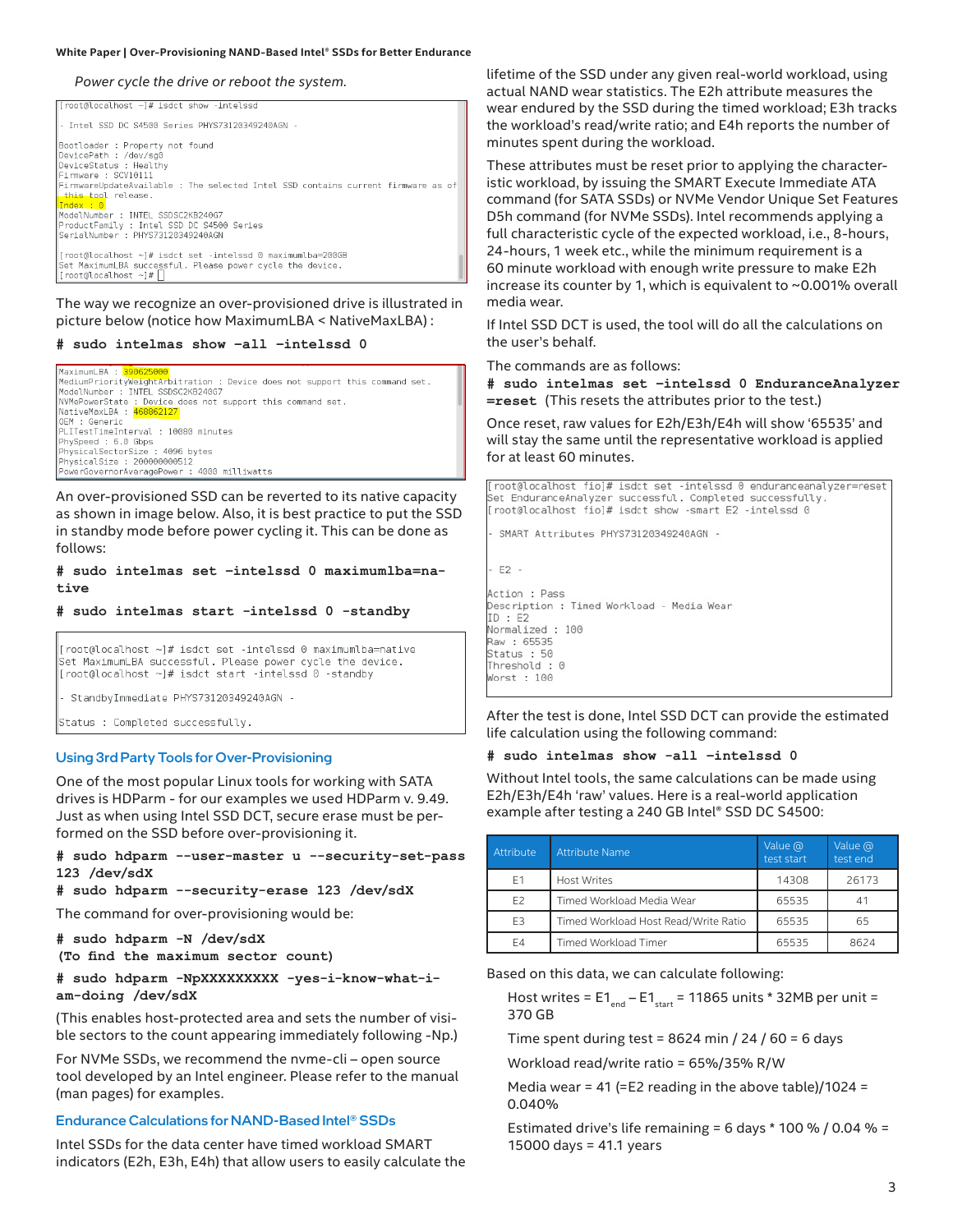*Power cycle the drive or reboot the system.*

```
[root@localhost ~]# isdct show -intelssd

- Intel SSD DC S4500 Series PHYS73120349240AGN -

Bootloader : Property not found
DevicePath : /dev/sg0
DeviceStatus : Healthy
Firmware : SCV10111
FirmwareUpdateAvailable : The selected Intel SSD contains current firmware as of this tool release.
Index : 0
ModelNumber : INTEL SSDSC2KB240G7
ProductFamily : Intel SSD DC S4500 Series
SerialNumber : PHYS73120349240AGN

[root@localhost ~]# isdct set -intelssd 0 maximumlba=200GB
Set MaximumLBA successful. Please power cycle the device.
[root@localhost ~]#
```

The way we recognize an over-provisioned drive is illustrated in picture below (notice how MaximumLBA < NativeMaxLBA) :

**# sudo intelmas show -all -intelssd 0**

```
MaximumLBA : 390625000
MediumPriorityWeightArbitration : Device does not support this command set.
ModelNumber : INTEL SSDSC2KB240G7
NVMePowerState : Device does not support this command set.
NativeMaxLBA : 468862127
OEM : Generic
PLITestTimeInterval : 10080 minutes
PhySpeed : 6.0 Gbps
PhysicalSectorSize : 4096 bytes
PhysicalSize : 200000000512
PowerGovernorAveragePower : 4000 milliwatts
```

An over-provisioned SSD can be reverted to its native capacity as shown in image below. Also, it is best practice to put the SSD in standby mode before power cycling it. This can be done as follows:

**# sudo intelmas set -intelssd 0 maximumlba=native**

**# sudo intelmas start -intelssd 0 -standby**

```
[root@localhost ~]# isdct set -intelssd 0 maximumlba=native
Set MaximumLBA successful. Please power cycle the device.
[root@localhost ~]# isdct start -intelssd 0 -standby

- StandbyImmediate PHYS73120349240AGN -

Status : Completed successfully.
```

## Using 3rd Party Tools for Over-Provisioning

One of the most popular Linux tools for working with SATA drives is HDParm - for our examples we used HDParm v. 9.49. Just as when using Intel SSD DCT, secure erase must be performed on the SSD before over-provisioning it.

**# sudo hdparm --user-master u --security-set-pass 123 /dev/sdX**
**# sudo hdparm --security-erase 123 /dev/sdX**

The command for over-provisioning would be:

**# sudo hdparm -N /dev/sdX**
**(To find the maximum sector count)**

**# sudo hdparm -NpXXXXXXXXX -yes-i-know-what-i-am-doing /dev/sdX**

(This enables host-protected area and sets the number of visible sectors to the count appearing immediately following -Np.)

For NVMe SSDs, we recommend the nvme-cli – open source tool developed by an Intel engineer. Please refer to the manual (man pages) for examples.

## Endurance Calculations for NAND-Based Intel® SSDs

Intel SSDs for the data center have timed workload SMART indicators (E2h, E3h, E4h) that allow users to easily calculate the lifetime of the SSD under any given real-world workload, using actual NAND wear statistics. The E2h attribute measures the wear endured by the SSD during the timed workload; E3h tracks the workload's read/write ratio; and E4h reports the number of minutes spent during the workload.

These attributes must be reset prior to applying the characteristic workload, by issuing the SMART Execute Immediate ATA command (for SATA SSDs) or NVMe Vendor Unique Set Features D5h command (for NVMe SSDs). Intel recommends applying a full characteristic cycle of the expected workload, i.e., 8-hours, 24-hours, 1 week etc., while the minimum requirement is a 60 minute workload with enough write pressure to make E2h increase its counter by 1, which is equivalent to ~0.001% overall media wear.

If Intel SSD DCT is used, the tool will do all the calculations on the user's behalf.

The commands are as follows:

**# sudo intelmas set -intelssd 0 EnduranceAnalyzer =reset** (This resets the attributes prior to the test.)

Once reset, raw values for E2h/E3h/E4h will show '65535' and will stay the same until the representative workload is applied for at least 60 minutes.

```
[root@localhost fio]# isdct set -intelssd 0 enduranceanalyzer=reset
Set EnduranceAnalyzer successful. Completed successfully.
[root@localhost fio]# isdct show -smart E2 -intelssd 0

- SMART Attributes PHYS73120349240AGN -


- E2 -

Action : Pass
Description : Timed Workload - Media Wear
ID : E2
Normalized : 100
Raw : 65535
Status : 50
Threshold : 0
Worst : 100
```

After the test is done, Intel SSD DCT can provide the estimated life calculation using the following command:

**# sudo intelmas show -all -intelssd 0**

Without Intel tools, the same calculations can be made using E2h/E3h/E4h 'raw' values. Here is a real-world application example after testing a 240 GB Intel® SSD DC S4500:

| Attribute | Attribute Name | Value @ test start | Value @ test end |
|---|---|---|---|
| E1 | Host Writes | 14308 | 26173 |
| E2 | Timed Workload Media Wear | 65535 | 41 |
| E3 | Timed Workload Host Read/Write Ratio | 65535 | 65 |
| E4 | Timed Workload Timer | 65535 | 8624 |

Based on this data, we can calculate following:

Host writes = $E1_{end} - E1_{start}$ = 11865 units * 32MB per unit = 370 GB

Time spent during test = 8624 min / 24 / 60 = 6 days

Workload read/write ratio = 65%/35% R/W

Media wear = 41 (=E2 reading in the above table)/1024 = 0.040%

Estimated drive's life remaining = 6 days * 100 % / 0.04 % = 15000 days = 41.1 years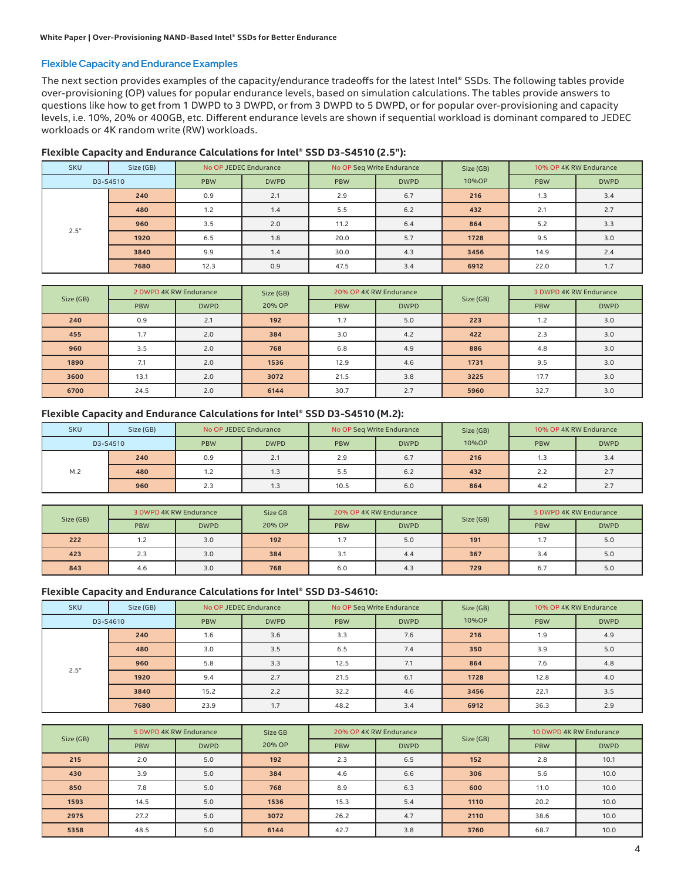## Flexible Capacity and Endurance Examples

The next section provides examples of the capacity/endurance tradeoffs for the latest Intel® SSDs. The following tables provide over-provisioning (OP) values for popular endurance levels, based on simulation calculations. The tables provide answers to questions like how to get from 1 DWPD to 3 DWPD, or from 3 DWPD to 5 DWPD, or for popular over-provisioning and capacity levels, i.e. 10%, 20% or 400GB, etc. Different endurance levels are shown if sequential workload is dominant compared to JEDEC workloads or 4K random write (RW) workloads.

### Flexible Capacity and Endurance Calculations for Intel® SSD D3-S4510 (2.5"):

| SKU | Size (GB) | No OP JEDEC Endurance | | No OP Seq Write Endurance | | Size (GB) | 10% OP 4K RW Endurance | |
|---|---|---|---|---|---|---|---|---|
| D3-S4510 | | PBW | DWPD | PBW | DWPD | 10%OP | PBW | DWPD |
| 2.5" | 240 | 0.9 | 2.1 | 2.9 | 6.7 | 216 | 1.3 | 3.4 |
| | 480 | 1.2 | 1.4 | 5.5 | 6.2 | 432 | 2.1 | 2.7 |
| | 960 | 3.5 | 2.0 | 11.2 | 6.4 | 864 | 5.2 | 3.3 |
| | 1920 | 6.5 | 1.8 | 20.0 | 5.7 | 1728 | 9.5 | 3.0 |
| | 3840 | 9.9 | 1.4 | 30.0 | 4.3 | 3456 | 14.9 | 2.4 |
| | 7680 | 12.3 | 0.9 | 47.5 | 3.4 | 6912 | 22.0 | 1.7 |

| Size (GB) | 2 DWPD 4K RW Endurance | | Size (GB) | 20% OP 4K RW Endurance | | Size (GB) | 3 DWPD 4K RW Endurance | |
|---|---|---|---|---|---|---|---|---|
| | PBW | DWPD | 20% OP | PBW | DWPD | | PBW | DWPD |
| 240 | 0.9 | 2.1 | 192 | 1.7 | 5.0 | 223 | 1.2 | 3.0 |
| 455 | 1.7 | 2.0 | 384 | 3.0 | 4.2 | 422 | 2.3 | 3.0 |
| 960 | 3.5 | 2.0 | 768 | 6.8 | 4.9 | 886 | 4.8 | 3.0 |
| 1890 | 7.1 | 2.0 | 1536 | 12.9 | 4.6 | 1731 | 9.5 | 3.0 |
| 3600 | 13.1 | 2.0 | 3072 | 21.5 | 3.8 | 3225 | 17.7 | 3.0 |
| 6700 | 24.5 | 2.0 | 6144 | 30.7 | 2.7 | 5960 | 32.7 | 3.0 |

### Flexible Capacity and Endurance Calculations for Intel® SSD D3-S4510 (M.2):

| SKU | Size (GB) | No OP JEDEC Endurance | | No OP Seq Write Endurance | | Size (GB) | 10% OP 4K RW Endurance | |
|---|---|---|---|---|---|---|---|---|
| D3-S4510 | | PBW | DWPD | PBW | DWPD | 10%OP | PBW | DWPD |
| M.2 | 240 | 0.9 | 2.1 | 2.9 | 6.7 | 216 | 1.3 | 3.4 |
| | 480 | 1.2 | 1.3 | 5.5 | 6.2 | 432 | 2.2 | 2.7 |
| | 960 | 2.3 | 1.3 | 10.5 | 6.0 | 864 | 4.2 | 2.7 |

| Size (GB) | 3 DWPD 4K RW Endurance | | Size GB | 20% OP 4K RW Endurance | | Size (GB) | 5 DWPD 4K RW Endurance | |
|---|---|---|---|---|---|---|---|---|
| | PBW | DWPD | 20% OP | PBW | DWPD | | PBW | DWPD |
| 222 | 1.2 | 3.0 | 192 | 1.7 | 5.0 | 191 | 1.7 | 5.0 |
| 423 | 2.3 | 3.0 | 384 | 3.1 | 4.4 | 367 | 3.4 | 5.0 |
| 843 | 4.6 | 3.0 | 768 | 6.0 | 4.3 | 729 | 6.7 | 5.0 |

### Flexible Capacity and Endurance Calculations for Intel® SSD D3-S4610:

| SKU | Size (GB) | No OP JEDEC Endurance | | No OP Seq Write Endurance | | Size (GB) | 10% OP 4K RW Endurance | |
|---|---|---|---|---|---|---|---|---|
| D3-S4610 | | PBW | DWPD | PBW | DWPD | 10%OP | PBW | DWPD |
| 2.5" | 240 | 1.6 | 3.6 | 3.3 | 7.6 | 216 | 1.9 | 4.9 |
| | 480 | 3.0 | 3.5 | 6.5 | 7.4 | 350 | 3.9 | 5.0 |
| | 960 | 5.8 | 3.3 | 12.5 | 7.1 | 864 | 7.6 | 4.8 |
| | 1920 | 9.4 | 2.7 | 21.5 | 6.1 | 1728 | 12.8 | 4.0 |
| | 3840 | 15.2 | 2.2 | 32.2 | 4.6 | 3456 | 22.1 | 3.5 |
| | 7680 | 23.9 | 1.7 | 48.2 | 3.4 | 6912 | 36.3 | 2.9 |

| Size (GB) | 5 DWPD 4K RW Endurance | | Size GB | 20% OP 4K RW Endurance | | Size (GB) | 10 DWPD 4K RW Endurance | |
|---|---|---|---|---|---|---|---|---|
| | PBW | DWPD | 20% OP | PBW | DWPD | | PBW | DWPD |
| 215 | 2.0 | 5.0 | 192 | 2.3 | 6.5 | 152 | 2.8 | 10.1 |
| 430 | 3.9 | 5.0 | 384 | 4.6 | 6.6 | 306 | 5.6 | 10.0 |
| 850 | 7.8 | 5.0 | 768 | 8.9 | 6.3 | 600 | 11.0 | 10.0 |
| 1593 | 14.5 | 5.0 | 1536 | 15.3 | 5.4 | 1110 | 20.2 | 10.0 |
| 2975 | 27.2 | 5.0 | 3072 | 26.2 | 4.7 | 2110 | 38.6 | 10.0 |
| 5358 | 48.5 | 5.0 | 6144 | 42.7 | 3.8 | 3760 | 68.7 | 10.0 |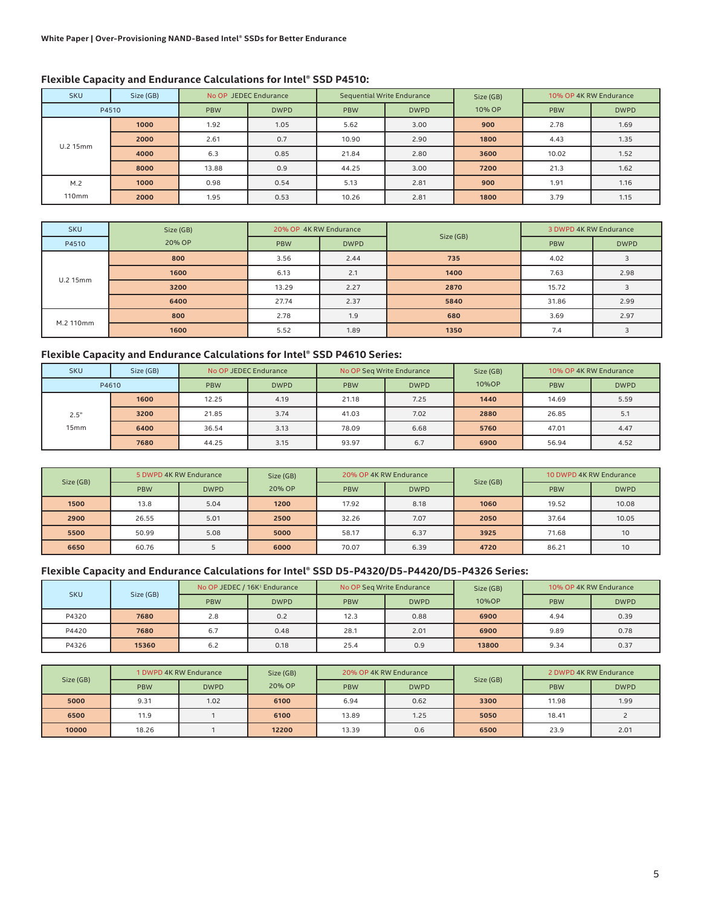## Flexible Capacity and Endurance Calculations for Intel® SSD P4510:

| SKU | Size (GB) | No OP JEDEC Endurance | | Sequential Write Endurance | | Size (GB) | 10% OP 4K RW Endurance | |
|---|---|---|---|---|---|---|---|---|
| P4510 | | PBW | DWPD | PBW | DWPD | 10% OP | PBW | DWPD |
| U.2 15mm | 1000 | 1.92 | 1.05 | 5.62 | 3.00 | 900 | 2.78 | 1.69 |
| | 2000 | 2.61 | 0.7 | 10.90 | 2.90 | 1800 | 4.43 | 1.35 |
| | 4000 | 6.3 | 0.85 | 21.84 | 2.80 | 3600 | 10.02 | 1.52 |
| | 8000 | 13.88 | 0.9 | 44.25 | 3.00 | 7200 | 21.3 | 1.62 |
| M.2 110mm | 1000 | 0.98 | 0.54 | 5.13 | 2.81 | 900 | 1.91 | 1.16 |
| | 2000 | 1.95 | 0.53 | 10.26 | 2.81 | 1800 | 3.79 | 1.15 |

| SKU | Size (GB) | 20% OP 4K RW Endurance | | Size (GB) | 3 DWPD 4K RW Endurance | |
|---|---|---|---|---|---|---|
| P4510 | 20% OP | PBW | DWPD | | PBW | DWPD |
| U.2 15mm | 800 | 3.56 | 2.44 | 735 | 4.02 | 3 |
| | 1600 | 6.13 | 2.1 | 1400 | 7.63 | 2.98 |
| | 3200 | 13.29 | 2.27 | 2870 | 15.72 | 3 |
| | 6400 | 27.74 | 2.37 | 5840 | 31.86 | 2.99 |
| M.2 110mm | 800 | 2.78 | 1.9 | 680 | 3.69 | 2.97 |
| | 1600 | 5.52 | 1.89 | 1350 | 7.4 | 3 |

## Flexible Capacity and Endurance Calculations for Intel® SSD P4610 Series:

| SKU | Size (GB) | No OP JEDEC Endurance | | No OP Seq Write Endurance | | Size (GB) | 10% OP 4K RW Endurance | |
|---|---|---|---|---|---|---|---|---|
| P4610 | | PBW | DWPD | PBW | DWPD | 10%OP | PBW | DWPD |
| 2.5" 15mm | 1600 | 12.25 | 4.19 | 21.18 | 7.25 | 1440 | 14.69 | 5.59 |
| | 3200 | 21.85 | 3.74 | 41.03 | 7.02 | 2880 | 26.85 | 5.1 |
| | 6400 | 36.54 | 3.13 | 78.09 | 6.68 | 5760 | 47.01 | 4.47 |
| | 7680 | 44.25 | 3.15 | 93.97 | 6.7 | 6900 | 56.94 | 4.52 |

| Size (GB) | 5 DWPD 4K RW Endurance | | Size (GB) | 20% OP 4K RW Endurance | | Size (GB) | 10 DWPD 4K RW Endurance | |
|---|---|---|---|---|---|---|---|---|
| | PBW | DWPD | 20% OP | PBW | DWPD | | PBW | DWPD |
| 1500 | 13.8 | 5.04 | 1200 | 17.92 | 8.18 | 1060 | 19.52 | 10.08 |
| 2900 | 26.55 | 5.01 | 2500 | 32.26 | 7.07 | 2050 | 37.64 | 10.05 |
| 5500 | 50.99 | 5.08 | 5000 | 58.17 | 6.37 | 3925 | 71.68 | 10 |
| 6650 | 60.76 | 5 | 6000 | 70.07 | 6.39 | 4720 | 86.21 | 10 |

## Flexible Capacity and Endurance Calculations for Intel® SSD D5-P4320/D5-P4420/D5-P4326 Series:

| SKU | Size (GB) | No OP JEDEC / 16K[1] Endurance | | No OP Seq Write Endurance | | Size (GB) | 10% OP 4K RW Endurance | |
|---|---|---|---|---|---|---|---|---|
| | | PBW | DWPD | PBW | DWPD | 10%OP | PBW | DWPD |
| P4320 | 7680 | 2.8 | 0.2 | 12.3 | 0.88 | 6900 | 4.94 | 0.39 |
| P4420 | 7680 | 6.7 | 0.48 | 28.1 | 2.01 | 6900 | 9.89 | 0.78 |
| P4326 | 15360 | 6.2 | 0.18 | 25.4 | 0.9 | 13800 | 9.34 | 0.37 |

| Size (GB) | 1 DWPD 4K RW Endurance | | Size (GB) | 20% OP 4K RW Endurance | | Size (GB) | 2 DWPD 4K RW Endurance | |
|---|---|---|---|---|---|---|---|---|
| | PBW | DWPD | 20% OP | PBW | DWPD | | PBW | DWPD |
| 5000 | 9.31 | 1.02 | 6100 | 6.94 | 0.62 | 3300 | 11.98 | 1.99 |
| 6500 | 11.9 | 1 | 6100 | 13.89 | 1.25 | 5050 | 18.41 | 2 |
| 10000 | 18.26 | 1 | 12200 | 13.39 | 0.6 | 6500 | 23.9 | 2.01 |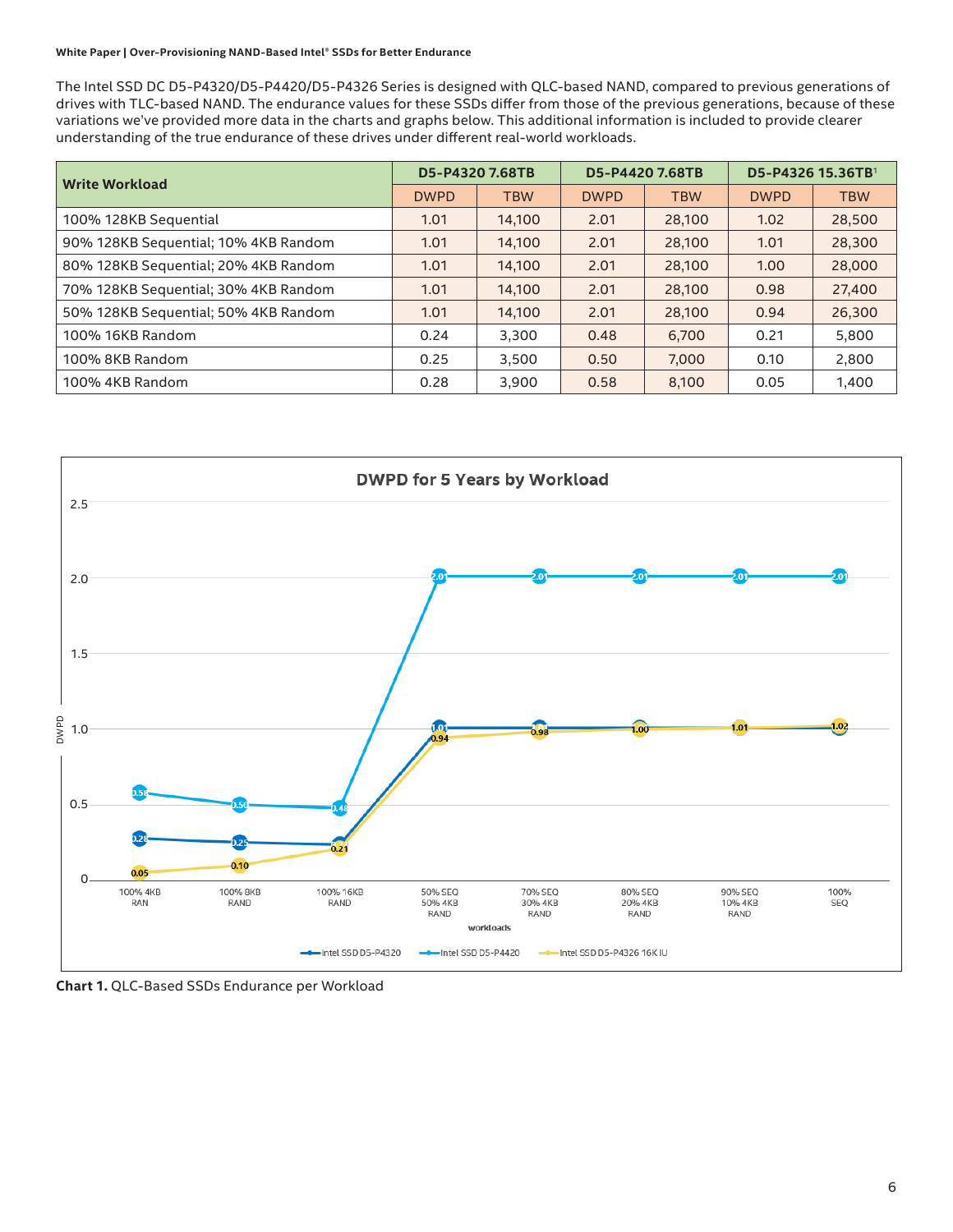The Intel SSD DC D5-P4320/D5-P4420/D5-P4326 Series is designed with QLC-based NAND, compared to previous generations of drives with TLC-based NAND. The endurance values for these SSDs differ from those of the previous generations, because of these variations we've provided more data in the charts and graphs below. This additional information is included to provide clearer understanding of the true endurance of these drives under different real-world workloads.

| Write Workload | D5-P4320 7.68TB | | D5-P4420 7.68TB | | D5-P4326 15.36TB[1] | |
|---|---|---|---|---|---|---|
| | DWPD | TBW | DWPD | TBW | DWPD | TBW |
| 100% 128KB Sequential | 1.01 | 14,100 | 2.01 | 28,100 | 1.02 | 28,500 |
| 90% 128KB Sequential; 10% 4KB Random | 1.01 | 14,100 | 2.01 | 28,100 | 1.01 | 28,300 |
| 80% 128KB Sequential; 20% 4KB Random | 1.01 | 14,100 | 2.01 | 28,100 | 1.00 | 28,000 |
| 70% 128KB Sequential; 30% 4KB Random | 1.01 | 14,100 | 2.01 | 28,100 | 0.98 | 27,400 |
| 50% 128KB Sequential; 50% 4KB Random | 1.01 | 14,100 | 2.01 | 28,100 | 0.94 | 26,300 |
| 100% 16KB Random | 0.24 | 3,300 | 0.48 | 6,700 | 0.21 | 5,800 |
| 100% 8KB Random | 0.25 | 3,500 | 0.50 | 7,000 | 0.10 | 2,800 |
| 100% 4KB Random | 0.28 | 3,900 | 0.58 | 8,100 | 0.05 | 1,400 |

**Chart 1.** QLC-Based SSDs Endurance per Workload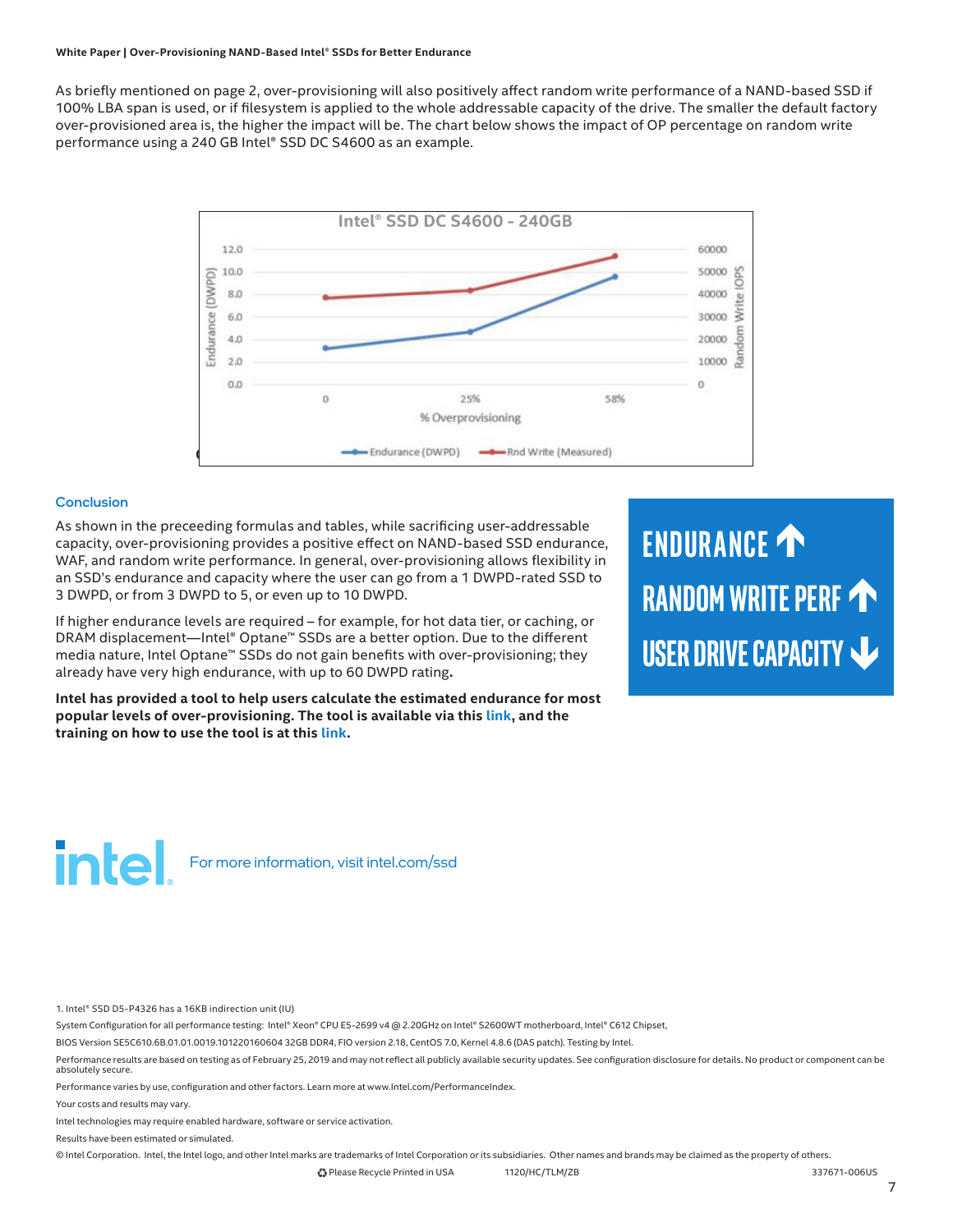As briefly mentioned on page 2, over-provisioning will also positively affect random write performance of a NAND-based SSD if 100% LBA span is used, or if filesystem is applied to the whole addressable capacity of the drive. The smaller the default factory over-provisioned area is, the higher the impact will be. The chart below shows the impact of OP percentage on random write performance using a 240 GB Intel® SSD DC S4600 as an example.

Intel® SSD DC S4600 - 240GB

Endurance (DWPD)

12.0
10.0
8.0
6.0
4.0
2.0
0.0

Random Write IOPS

60000
50000
40000
30000
20000
10000
0

0
25%
58%

% Overprovisioning

Endurance (DWPD)
Rnd Write (Measured)

### Conclusion

As shown in the preceeding formulas and tables, while sacrificing user-addressable capacity, over-provisioning provides a positive effect on NAND-based SSD endurance, WAF, and random write performance. In general, over-provisioning allows flexibility in an SSD's endurance and capacity where the user can go from a 1 DWPD-rated SSD to 3 DWPD, or from 3 DWPD to 5, or even up to 10 DWPD.

If higher endurance levels are required – for example, for hot data tier, or caching, or DRAM displacement—Intel® Optane™ SSDs are a better option. Due to the different media nature, Intel Optane™ SSDs do not gain benefits with over-provisioning; they already have very high endurance, with up to 60 DWPD rating.

**Intel has provided a tool to help users calculate the estimated endurance for most popular levels of over-provisioning. The tool is available via this link, and the training on how to use the tool is at this link.**

**ENDURANCE ↑**

**RANDOM WRITE PERF ↑**

**USER DRIVE CAPACITY ↓**

intel.

For more information, visit intel.com/ssd

1. Intel® SSD D5-P4326 has a 16KB indirection unit (IU)

System Configuration for all performance testing: Intel® Xeon® CPU E5-2699 v4 @ 2.20GHz on Intel® S2600WT motherboard, Intel® C612 Chipset,

BIOS Version SE5C610.6B.01.01.0019.101220160604 32GB DDR4, FIO version 2.18, CentOS 7.0, Kernel 4.8.6 (DAS patch). Testing by Intel.

Performance results are based on testing as of February 25, 2019 and may not reflect all publicly available security updates. See configuration disclosure for details. No product or component can be absolutely secure.

Performance varies by use, configuration and other factors. Learn more at www.Intel.com/PerformanceIndex.

Your costs and results may vary.

Intel technologies may require enabled hardware, software or service activation.

Results have been estimated or simulated.

© Intel Corporation. Intel, the Intel logo, and other Intel marks are trademarks of Intel Corporation or its subsidiaries. Other names and brands may be claimed as the property of others.

Please Recycle Printed in USA 1120/HC/TLM/ZB 337671-006US